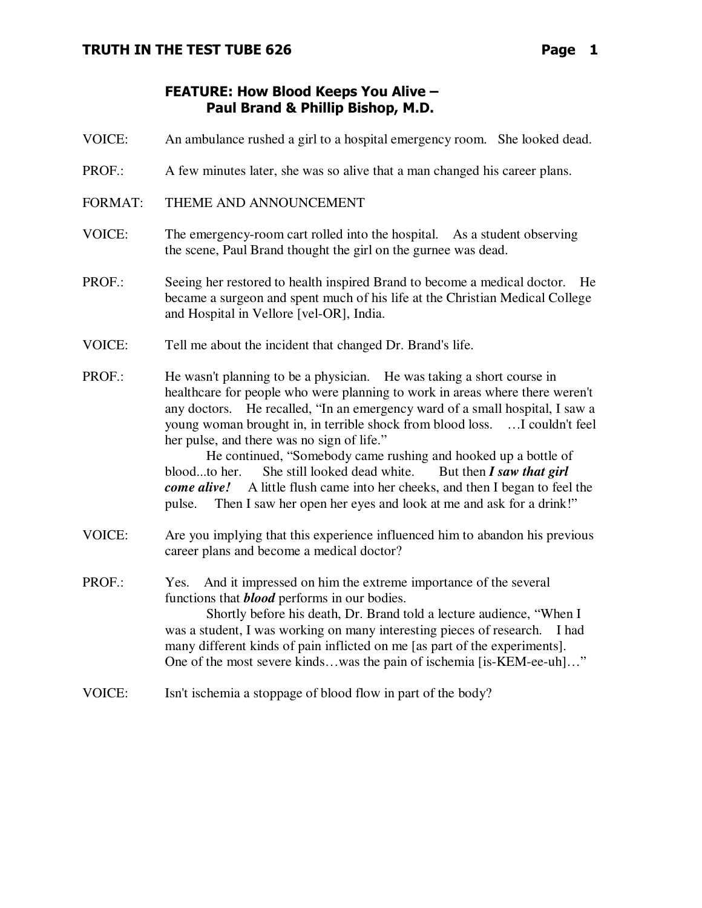## FEATURE: How Blood Keeps You Alive – Paul Brand & Phillip Bishop, M.D.

VOICE: An ambulance rushed a girl to a hospital emergency room. She looked dead.

PROF.: A few minutes later, she was so alive that a man changed his career plans.

FORMAT: THEME AND ANNOUNCEMENT

VOICE: The emergency-room cart rolled into the hospital. As a student observing the scene, Paul Brand thought the girl on the gurnee was dead.

PROF.: Seeing her restored to health inspired Brand to become a medical doctor. He became a surgeon and spent much of his life at the Christian Medical College and Hospital in Vellore [vel-OR], India.

VOICE: Tell me about the incident that changed Dr. Brand's life.

PROF.: He wasn't planning to be a physician. He was taking a short course in healthcare for people who were planning to work in areas where there weren't any doctors. He recalled, "In an emergency ward of a small hospital, I saw a young woman brought in, in terrible shock from blood loss. …I couldn't feel her pulse, and there was no sign of life."

He continued, "Somebody came rushing and hooked up a bottle of blood...to her. She still looked dead white. But then ***I saw that girl come alive!*** A little flush came into her cheeks, and then I began to feel the pulse. Then I saw her open her eyes and look at me and ask for a drink!"

VOICE: Are you implying that this experience influenced him to abandon his previous career plans and become a medical doctor?

PROF.: Yes. And it impressed on him the extreme importance of the several functions that ***blood*** performs in our bodies.

Shortly before his death, Dr. Brand told a lecture audience, "When I was a student, I was working on many interesting pieces of research. I had many different kinds of pain inflicted on me [as part of the experiments]. One of the most severe kinds…was the pain of ischemia [is-KEM-ee-uh]…"

VOICE: Isn't ischemia a stoppage of blood flow in part of the body?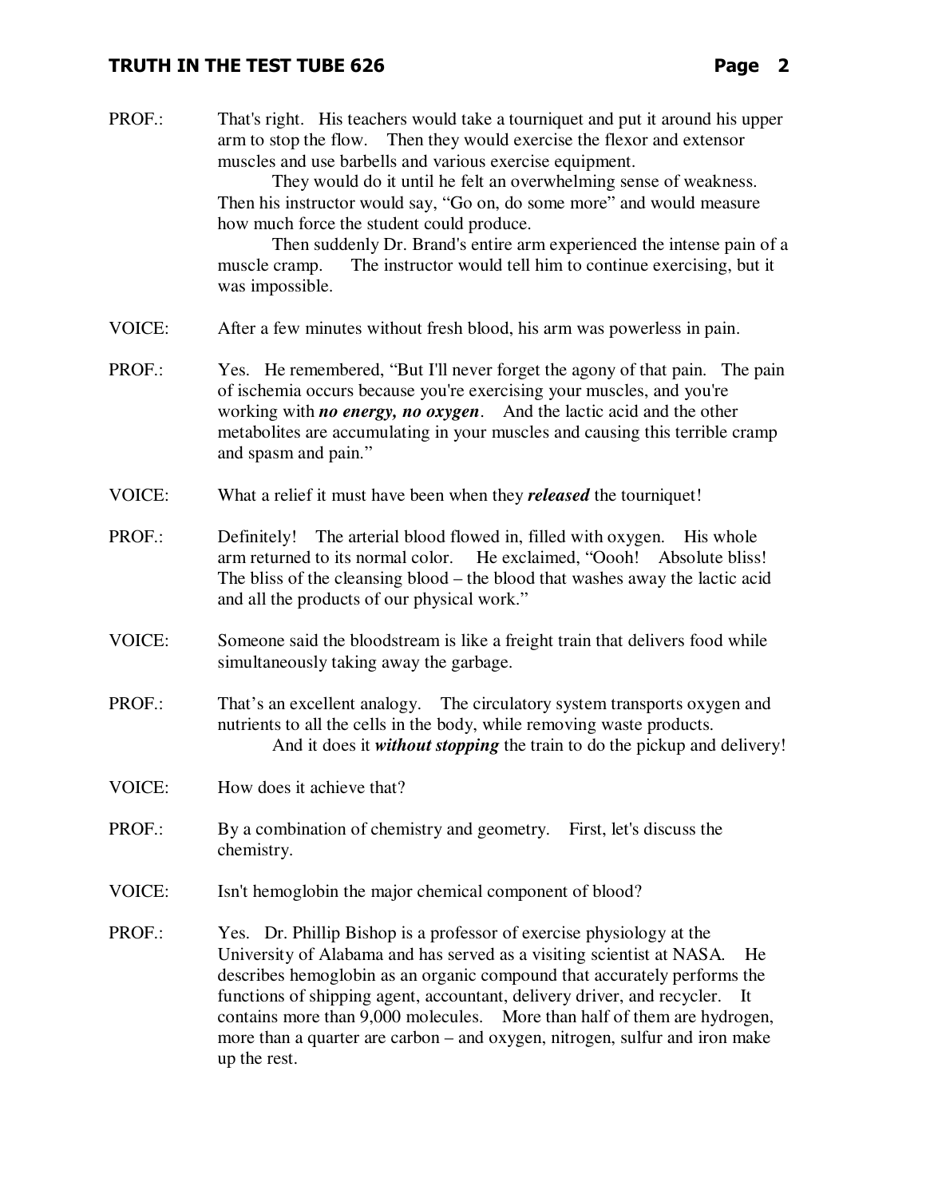PROF.: That's right. His teachers would take a tourniquet and put it around his upper arm to stop the flow. Then they would exercise the flexor and extensor muscles and use barbells and various exercise equipment.

They would do it until he felt an overwhelming sense of weakness. Then his instructor would say, "Go on, do some more" and would measure how much force the student could produce.

Then suddenly Dr. Brand's entire arm experienced the intense pain of a muscle cramp. The instructor would tell him to continue exercising, but it was impossible.

VOICE: After a few minutes without fresh blood, his arm was powerless in pain.

PROF.: Yes. He remembered, "But I'll never forget the agony of that pain. The pain of ischemia occurs because you're exercising your muscles, and you're working with ***no energy, no oxygen***. And the lactic acid and the other metabolites are accumulating in your muscles and causing this terrible cramp and spasm and pain."

VOICE: What a relief it must have been when they ***released*** the tourniquet!

PROF.: Definitely! The arterial blood flowed in, filled with oxygen. His whole arm returned to its normal color. He exclaimed, "Oooh! Absolute bliss! The bliss of the cleansing blood – the blood that washes away the lactic acid and all the products of our physical work."

VOICE: Someone said the bloodstream is like a freight train that delivers food while simultaneously taking away the garbage.

PROF.: That's an excellent analogy. The circulatory system transports oxygen and nutrients to all the cells in the body, while removing waste products.

And it does it ***without stopping*** the train to do the pickup and delivery!

VOICE: How does it achieve that?

PROF.: By a combination of chemistry and geometry. First, let's discuss the chemistry.

VOICE: Isn't hemoglobin the major chemical component of blood?

PROF.: Yes. Dr. Phillip Bishop is a professor of exercise physiology at the University of Alabama and has served as a visiting scientist at NASA. He describes hemoglobin as an organic compound that accurately performs the functions of shipping agent, accountant, delivery driver, and recycler. It contains more than 9,000 molecules. More than half of them are hydrogen, more than a quarter are carbon – and oxygen, nitrogen, sulfur and iron make up the rest.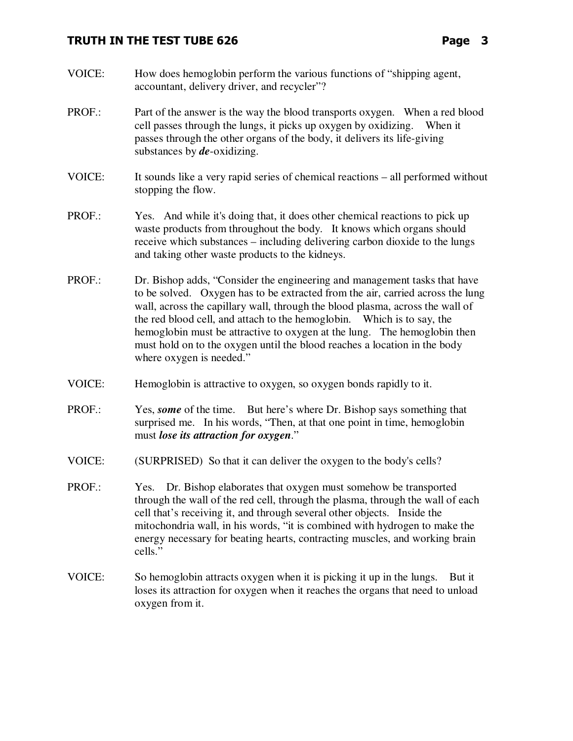VOICE: How does hemoglobin perform the various functions of "shipping agent, accountant, delivery driver, and recycler"?

PROF.: Part of the answer is the way the blood transports oxygen. When a red blood cell passes through the lungs, it picks up oxygen by oxidizing. When it passes through the other organs of the body, it delivers its life-giving substances by ***de***-oxidizing.

VOICE: It sounds like a very rapid series of chemical reactions – all performed without stopping the flow.

PROF.: Yes. And while it's doing that, it does other chemical reactions to pick up waste products from throughout the body. It knows which organs should receive which substances – including delivering carbon dioxide to the lungs and taking other waste products to the kidneys.

PROF.: Dr. Bishop adds, "Consider the engineering and management tasks that have to be solved. Oxygen has to be extracted from the air, carried across the lung wall, across the capillary wall, through the blood plasma, across the wall of the red blood cell, and attach to the hemoglobin. Which is to say, the hemoglobin must be attractive to oxygen at the lung. The hemoglobin then must hold on to the oxygen until the blood reaches a location in the body where oxygen is needed."

VOICE: Hemoglobin is attractive to oxygen, so oxygen bonds rapidly to it.

PROF.: Yes, ***some*** of the time. But here's where Dr. Bishop says something that surprised me. In his words, "Then, at that one point in time, hemoglobin must ***lose its attraction for oxygen***."

VOICE: (SURPRISED) So that it can deliver the oxygen to the body's cells?

PROF.: Yes. Dr. Bishop elaborates that oxygen must somehow be transported through the wall of the red cell, through the plasma, through the wall of each cell that's receiving it, and through several other objects. Inside the mitochondria wall, in his words, "it is combined with hydrogen to make the energy necessary for beating hearts, contracting muscles, and working brain cells."

VOICE: So hemoglobin attracts oxygen when it is picking it up in the lungs. But it loses its attraction for oxygen when it reaches the organs that need to unload oxygen from it.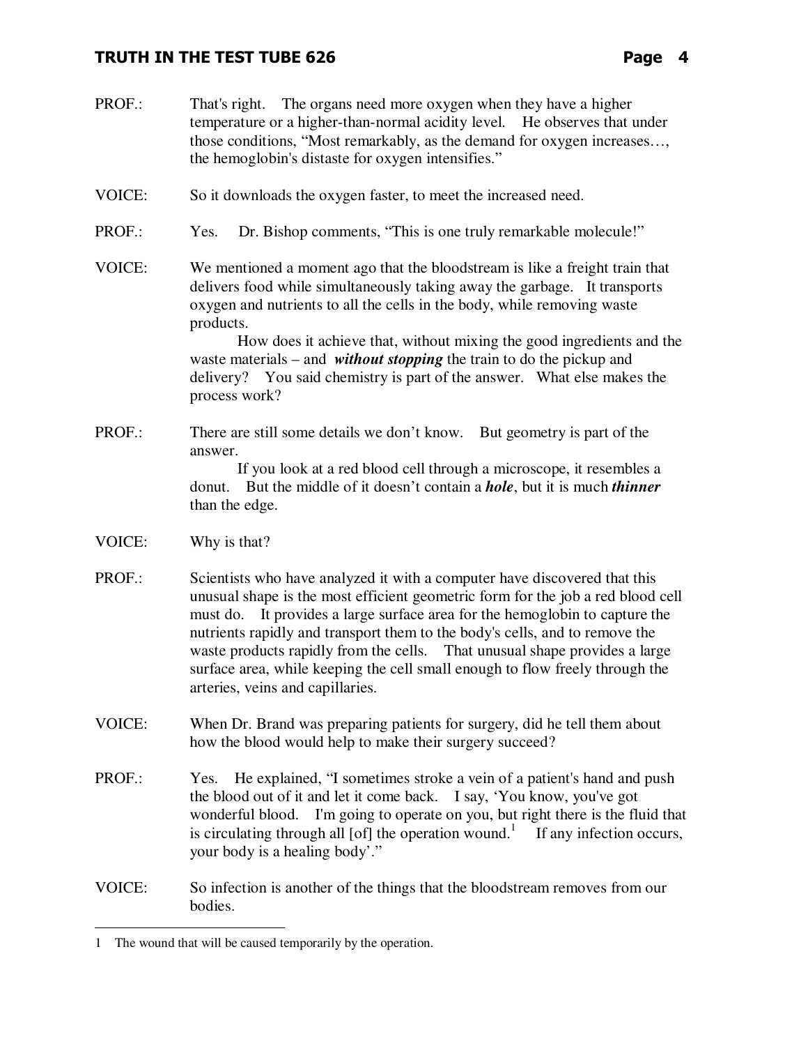PROF.: That's right. The organs need more oxygen when they have a higher temperature or a higher-than-normal acidity level. He observes that under those conditions, "Most remarkably, as the demand for oxygen increases…, the hemoglobin's distaste for oxygen intensifies."

VOICE: So it downloads the oxygen faster, to meet the increased need.

PROF.: Yes. Dr. Bishop comments, "This is one truly remarkable molecule!"

VOICE: We mentioned a moment ago that the bloodstream is like a freight train that delivers food while simultaneously taking away the garbage. It transports oxygen and nutrients to all the cells in the body, while removing waste products.

How does it achieve that, without mixing the good ingredients and the waste materials – and ***without stopping*** the train to do the pickup and delivery? You said chemistry is part of the answer. What else makes the process work?

PROF.: There are still some details we don't know. But geometry is part of the answer.

If you look at a red blood cell through a microscope, it resembles a donut. But the middle of it doesn't contain a ***hole***, but it is much ***thinner*** than the edge.

VOICE: Why is that?

PROF.: Scientists who have analyzed it with a computer have discovered that this unusual shape is the most efficient geometric form for the job a red blood cell must do. It provides a large surface area for the hemoglobin to capture the nutrients rapidly and transport them to the body's cells, and to remove the waste products rapidly from the cells. That unusual shape provides a large surface area, while keeping the cell small enough to flow freely through the arteries, veins and capillaries.

VOICE: When Dr. Brand was preparing patients for surgery, did he tell them about how the blood would help to make their surgery succeed?

PROF.: Yes. He explained, "I sometimes stroke a vein of a patient's hand and push the blood out of it and let it come back. I say, 'You know, you've got wonderful blood. I'm going to operate on you, but right there is the fluid that is circulating through all [of] the operation wound.[1] If any infection occurs, your body is a healing body'."

VOICE: So infection is another of the things that the bloodstream removes from our bodies.

---

1 The wound that will be caused temporarily by the operation.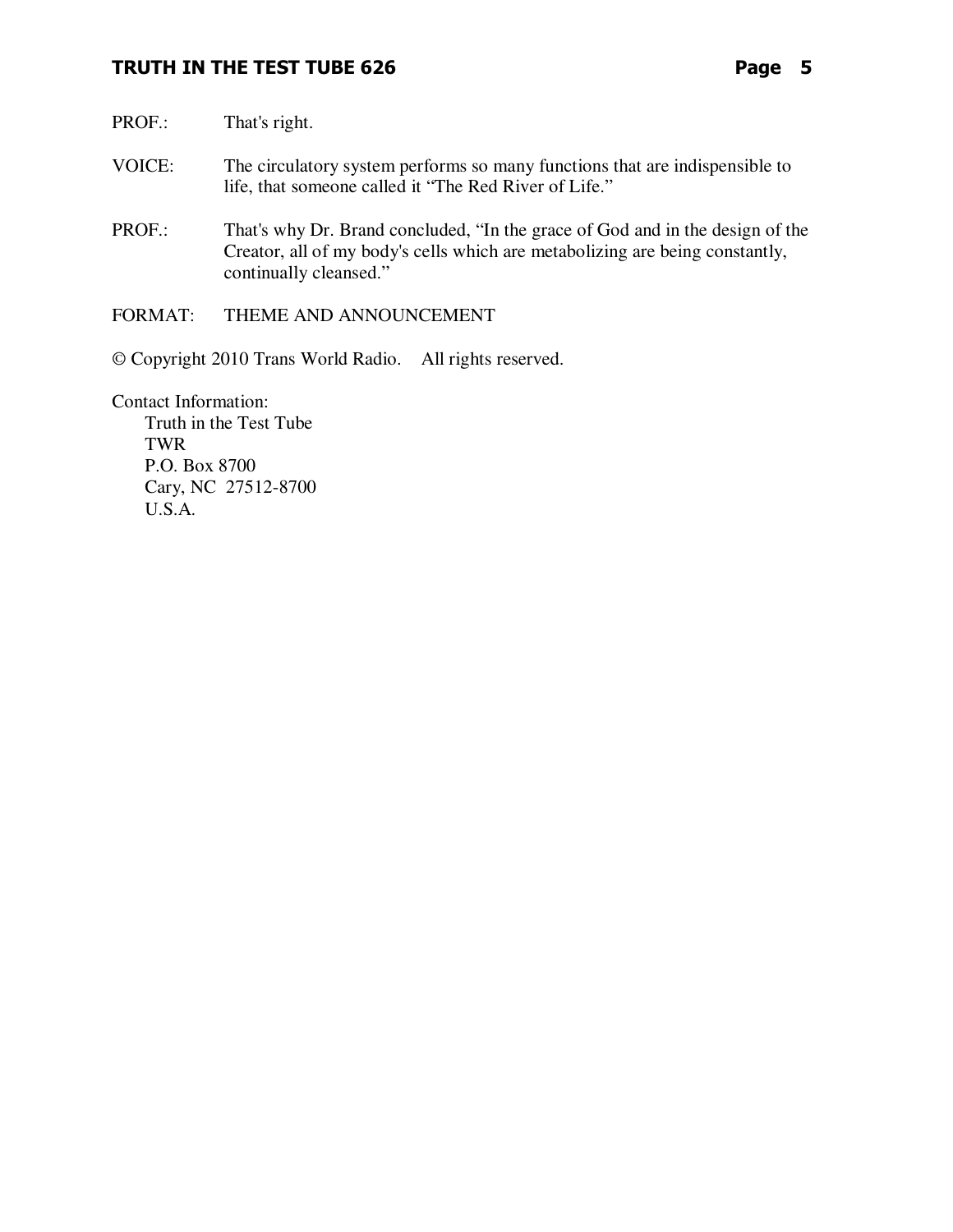PROF.: That's right.

VOICE: The circulatory system performs so many functions that are indispensible to life, that someone called it “The Red River of Life.”

PROF.: That's why Dr. Brand concluded, “In the grace of God and in the design of the Creator, all of my body's cells which are metabolizing are being constantly, continually cleansed.”

FORMAT: THEME AND ANNOUNCEMENT

© Copyright 2010 Trans World Radio. All rights reserved.

Contact Information:
Truth in the Test Tube
TWR
P.O. Box 8700
Cary, NC 27512-8700
U.S.A.